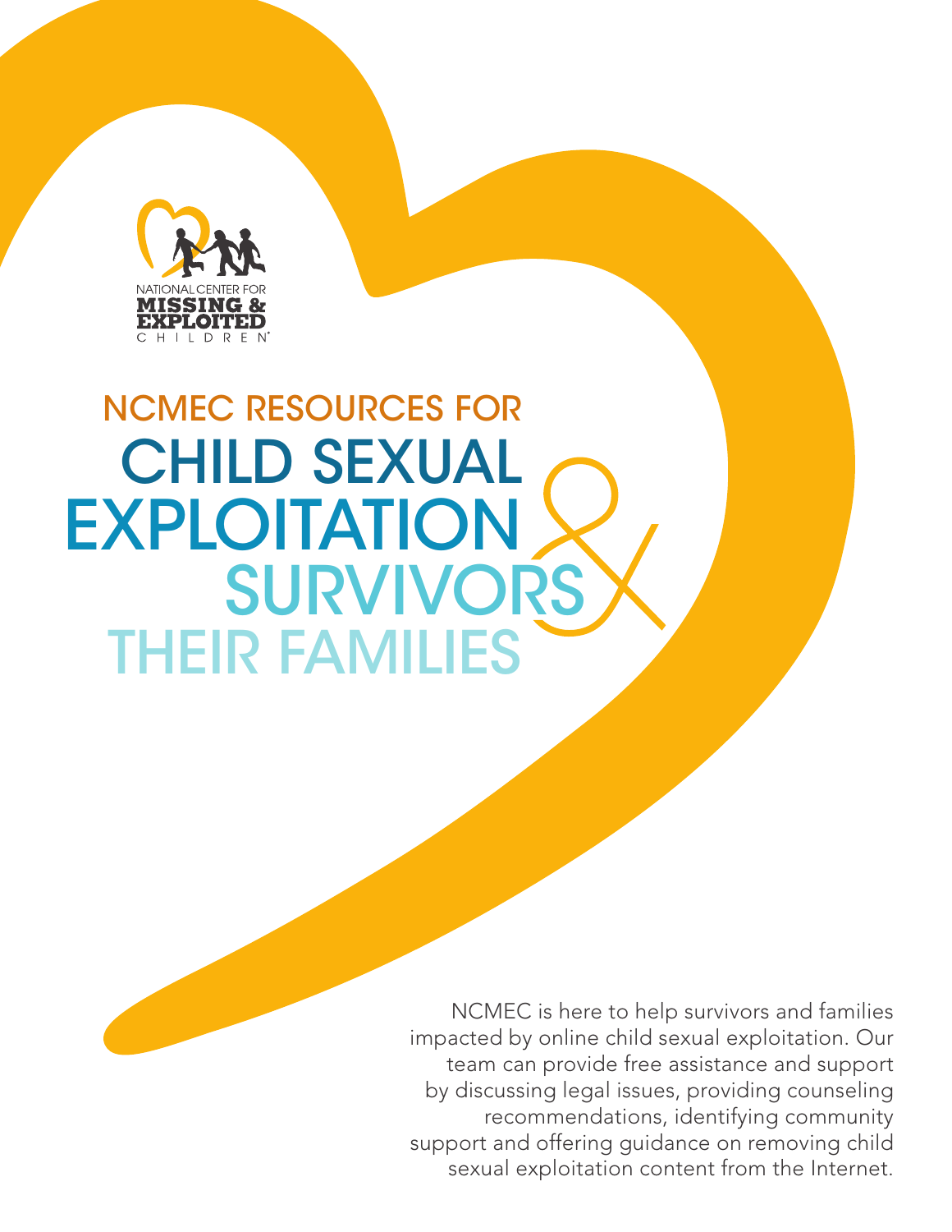NATIONAL CENTER FOR MISSING & EXPLOITED CHILDREN

# NCMEC RESOURCES FOR CHILD SEXUAL EXPLOITATION SURVIVORS & THEIR FAMILIES

NCMEC is here to help survivors and families impacted by online child sexual exploitation. Our team can provide free assistance and support by discussing legal issues, providing counseling recommendations, identifying community support and offering guidance on removing child sexual exploitation content from the Internet.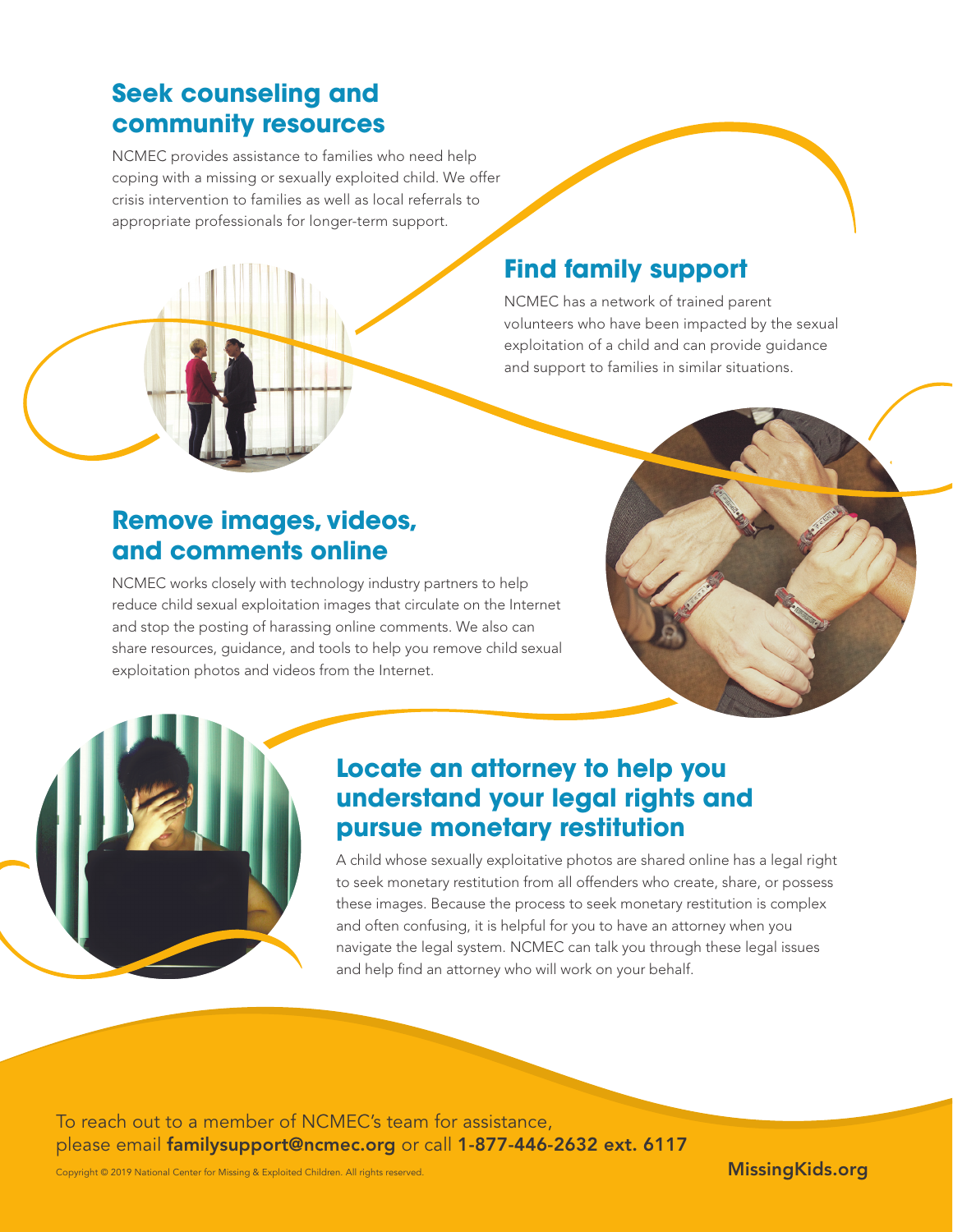## Seek counseling and community resources

NCMEC provides assistance to families who need help coping with a missing or sexually exploited child. We offer crisis intervention to families as well as local referrals to appropriate professionals for longer-term support.

## Find family support

NCMEC has a network of trained parent volunteers who have been impacted by the sexual exploitation of a child and can provide guidance and support to families in similar situations.

## Remove images, videos, and comments online

NCMEC works closely with technology industry partners to help reduce child sexual exploitation images that circulate on the Internet and stop the posting of harassing online comments. We also can share resources, guidance, and tools to help you remove child sexual exploitation photos and videos from the Internet.

## Locate an attorney to help you understand your legal rights and pursue monetary restitution

A child whose sexually exploitative photos are shared online has a legal right to seek monetary restitution from all offenders who create, share, or possess these images. Because the process to seek monetary restitution is complex and often confusing, it is helpful for you to have an attorney when you navigate the legal system. NCMEC can talk you through these legal issues and help find an attorney who will work on your behalf.

To reach out to a member of NCMEC's team for assistance, please email **familysupport@ncmec.org** or call **1-877-446-2632 ext. 6117**

Copyright © 2019 National Center for Missing & Exploited Children. All rights reserved.

**MissingKids.org**